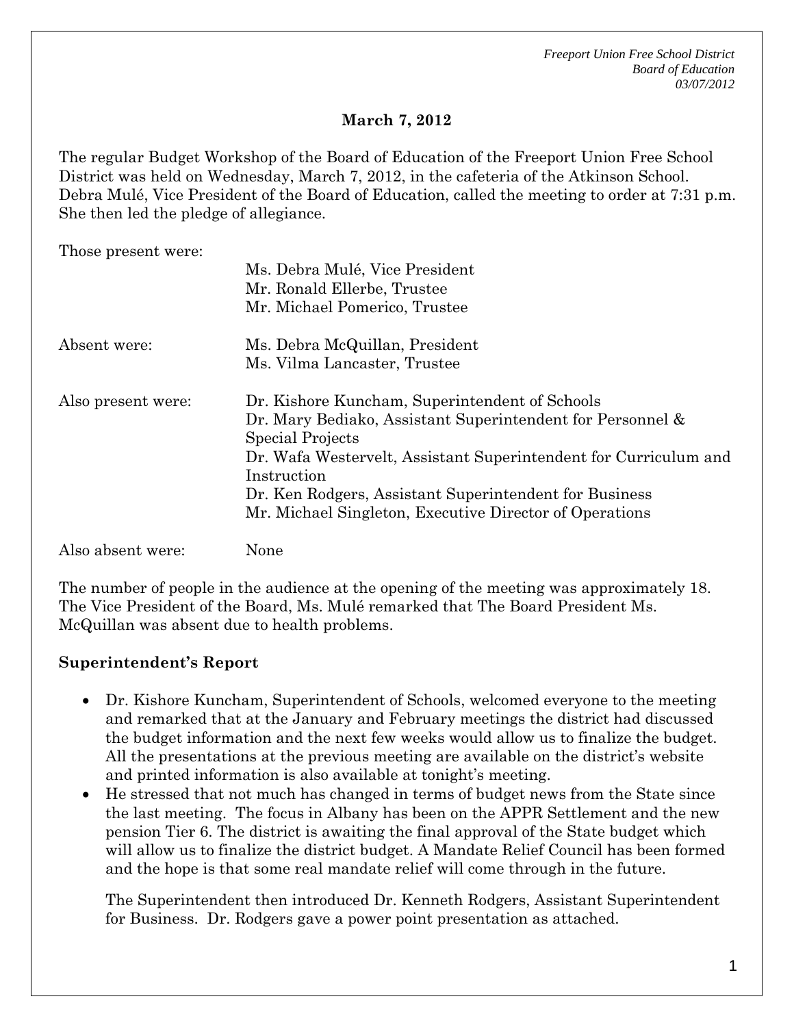**March 7, 2012**

The regular Budget Workshop of the Board of Education of the Freeport Union Free School District was held on Wednesday, March 7, 2012, in the cafeteria of the Atkinson School. Debra Mulé, Vice President of the Board of Education, called the meeting to order at 7:31 p.m. She then led the pledge of allegiance.

| | |
|---|---|
| Those present were: | Ms. Debra Mulé, Vice President<br>Mr. Ronald Ellerbe, Trustee<br>Mr. Michael Pomerico, Trustee |
| Absent were: | Ms. Debra McQuillan, President<br>Ms. Vilma Lancaster, Trustee |
| Also present were: | Dr. Kishore Kuncham, Superintendent of Schools<br>Dr. Mary Bediako, Assistant Superintendent for Personnel & Special Projects<br>Dr. Wafa Westervelt, Assistant Superintendent for Curriculum and Instruction<br>Dr. Ken Rodgers, Assistant Superintendent for Business<br>Mr. Michael Singleton, Executive Director of Operations |
| Also absent were: | None |

The number of people in the audience at the opening of the meeting was approximately 18. The Vice President of the Board, Ms. Mulé remarked that The Board President Ms. McQuillan was absent due to health problems.

**Superintendent's Report**

- Dr. Kishore Kuncham, Superintendent of Schools, welcomed everyone to the meeting and remarked that at the January and February meetings the district had discussed the budget information and the next few weeks would allow us to finalize the budget. All the presentations at the previous meeting are available on the district's website and printed information is also available at tonight's meeting.
- He stressed that not much has changed in terms of budget news from the State since the last meeting. The focus in Albany has been on the APPR Settlement and the new pension Tier 6. The district is awaiting the final approval of the State budget which will allow us to finalize the district budget. A Mandate Relief Council has been formed and the hope is that some real mandate relief will come through in the future.

  The Superintendent then introduced Dr. Kenneth Rodgers, Assistant Superintendent for Business. Dr. Rodgers gave a power point presentation as attached.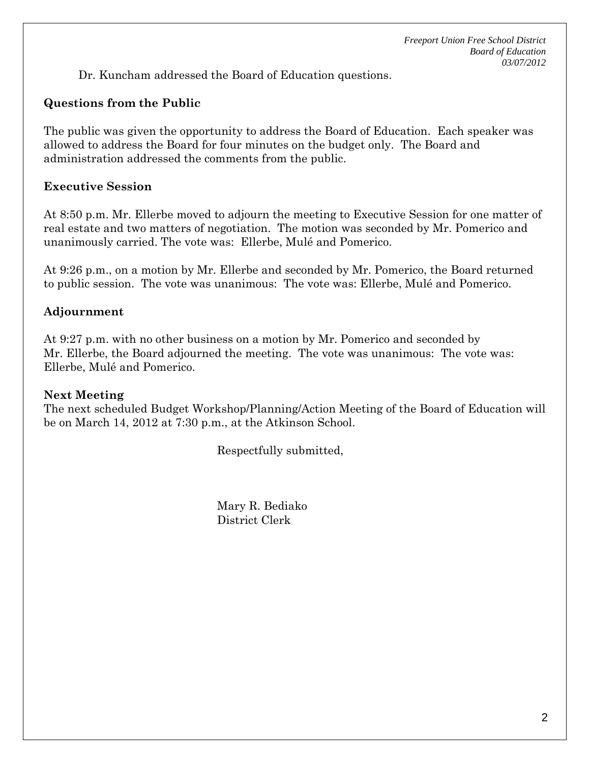Dr. Kuncham addressed the Board of Education questions.

**Questions from the Public**

The public was given the opportunity to address the Board of Education. Each speaker was allowed to address the Board for four minutes on the budget only. The Board and administration addressed the comments from the public.

**Executive Session**

At 8:50 p.m. Mr. Ellerbe moved to adjourn the meeting to Executive Session for one matter of real estate and two matters of negotiation. The motion was seconded by Mr. Pomerico and unanimously carried. The vote was: Ellerbe, Mulé and Pomerico.

At 9:26 p.m., on a motion by Mr. Ellerbe and seconded by Mr. Pomerico, the Board returned to public session. The vote was unanimous: The vote was: Ellerbe, Mulé and Pomerico.

**Adjournment**

At 9:27 p.m. with no other business on a motion by Mr. Pomerico and seconded by Mr. Ellerbe, the Board adjourned the meeting. The vote was unanimous: The vote was: Ellerbe, Mulé and Pomerico.

**Next Meeting**

The next scheduled Budget Workshop/Planning/Action Meeting of the Board of Education will be on March 14, 2012 at 7:30 p.m., at the Atkinson School.

Respectfully submitted,

Mary R. Bediako
District Clerk